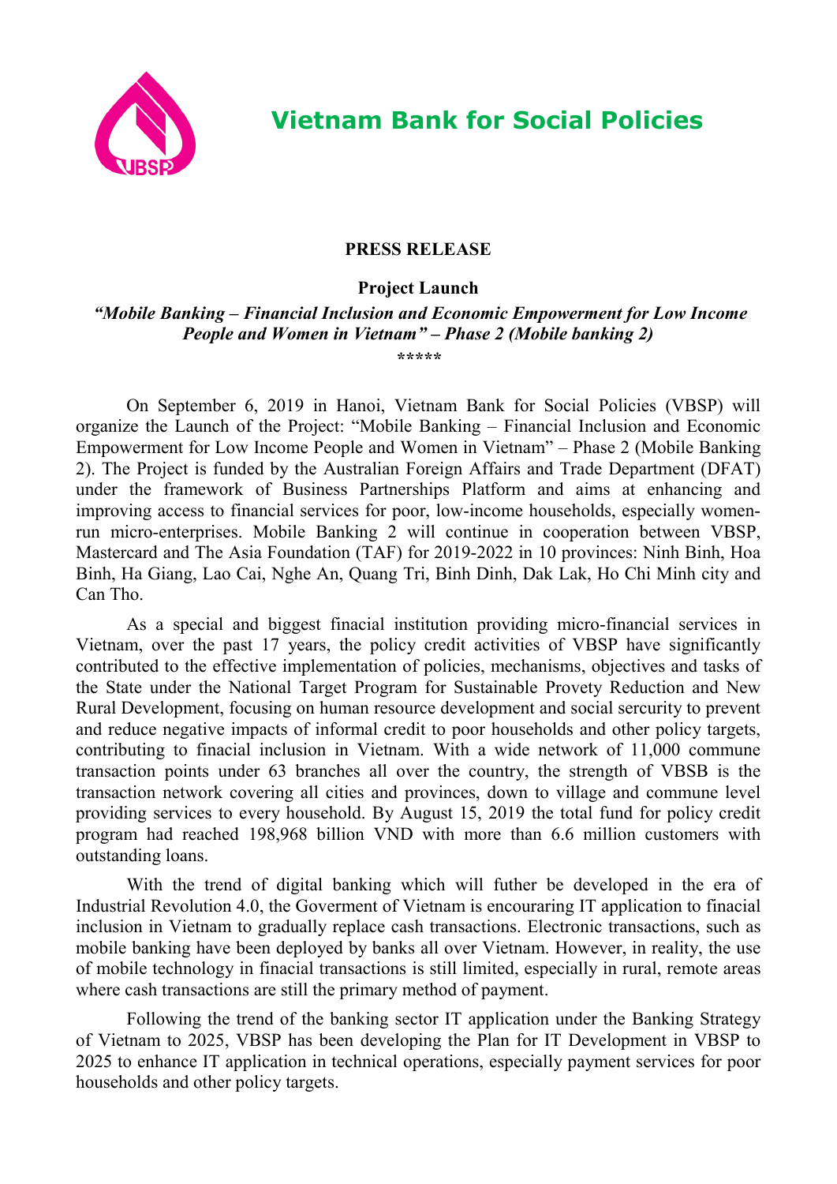# Vietnam Bank for Social Policies

**PRESS RELEASE**

**Project Launch**

***"Mobile Banking – Financial Inclusion and Economic Empowerment for Low Income People and Women in Vietnam" – Phase 2 (Mobile banking 2)***

*****

On September 6, 2019 in Hanoi, Vietnam Bank for Social Policies (VBSP) will organize the Launch of the Project: "Mobile Banking – Financial Inclusion and Economic Empowerment for Low Income People and Women in Vietnam" – Phase 2 (Mobile Banking 2). The Project is funded by the Australian Foreign Affairs and Trade Department (DFAT) under the framework of Business Partnerships Platform and aims at enhancing and improving access to financial services for poor, low-income households, especially women-run micro-enterprises. Mobile Banking 2 will continue in cooperation between VBSP, Mastercard and The Asia Foundation (TAF) for 2019-2022 in 10 provinces: Ninh Binh, Hoa Binh, Ha Giang, Lao Cai, Nghe An, Quang Tri, Binh Dinh, Dak Lak, Ho Chi Minh city and Can Tho.

As a special and biggest finacial institution providing micro-financial services in Vietnam, over the past 17 years, the policy credit activities of VBSP have significantly contributed to the effective implementation of policies, mechanisms, objectives and tasks of the State under the National Target Program for Sustainable Provety Reduction and New Rural Development, focusing on human resource development and social sercurity to prevent and reduce negative impacts of informal credit to poor households and other policy targets, contributing to finacial inclusion in Vietnam. With a wide network of 11,000 commune transaction points under 63 branches all over the country, the strength of VBSB is the transaction network covering all cities and provinces, down to village and commune level providing services to every household. By August 15, 2019 the total fund for policy credit program had reached 198,968 billion VND with more than 6.6 million customers with outstanding loans.

With the trend of digital banking which will futher be developed in the era of Industrial Revolution 4.0, the Goverment of Vietnam is encouraring IT application to finacial inclusion in Vietnam to gradually replace cash transactions. Electronic transactions, such as mobile banking have been deployed by banks all over Vietnam. However, in reality, the use of mobile technology in finacial transactions is still limited, especially in rural, remote areas where cash transactions are still the primary method of payment.

Following the trend of the banking sector IT application under the Banking Strategy of Vietnam to 2025, VBSP has been developing the Plan for IT Development in VBSP to 2025 to enhance IT application in technical operations, especially payment services for poor households and other policy targets.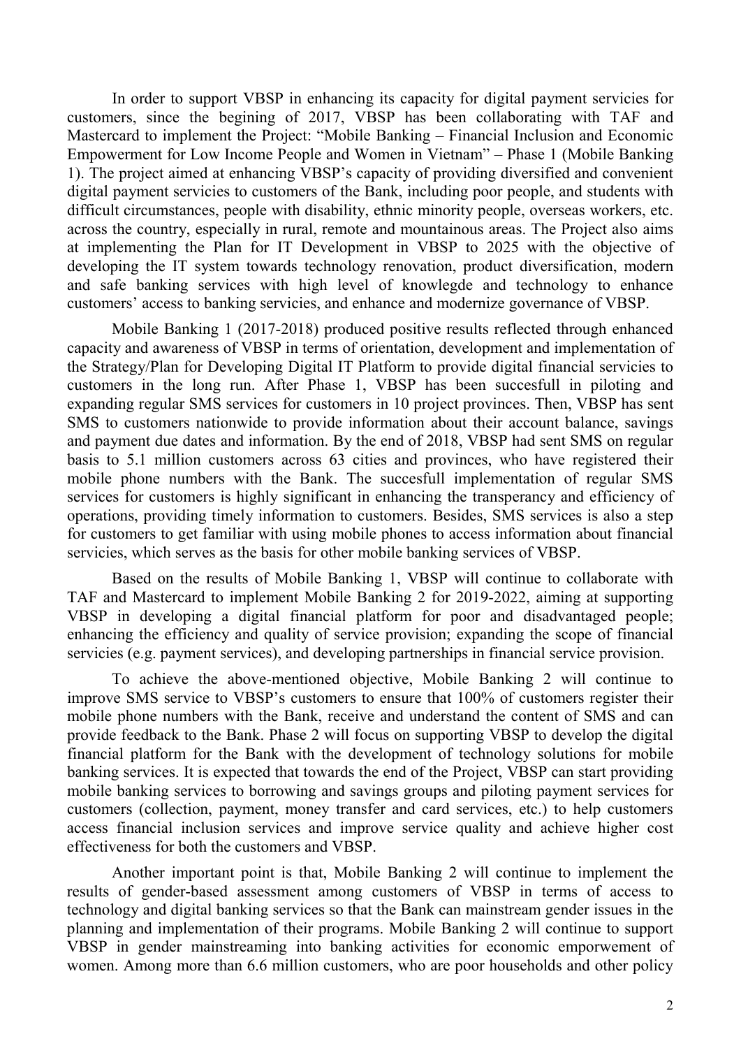In order to support VBSP in enhancing its capacity for digital payment servicies for customers, since the begining of 2017, VBSP has been collaborating with TAF and Mastercard to implement the Project: "Mobile Banking – Financial Inclusion and Economic Empowerment for Low Income People and Women in Vietnam" – Phase 1 (Mobile Banking 1). The project aimed at enhancing VBSP's capacity of providing diversified and convenient digital payment servicies to customers of the Bank, including poor people, and students with difficult circumstances, people with disability, ethnic minority people, overseas workers, etc. across the country, especially in rural, remote and mountainous areas. The Project also aims at implementing the Plan for IT Development in VBSP to 2025 with the objective of developing the IT system towards technology renovation, product diversification, modern and safe banking services with high level of knowlegde and technology to enhance customers' access to banking servicies, and enhance and modernize governance of VBSP.

Mobile Banking 1 (2017-2018) produced positive results reflected through enhanced capacity and awareness of VBSP in terms of orientation, development and implementation of the Strategy/Plan for Developing Digital IT Platform to provide digital financial servicies to customers in the long run. After Phase 1, VBSP has been succesfull in piloting and expanding regular SMS services for customers in 10 project provinces. Then, VBSP has sent SMS to customers nationwide to provide information about their account balance, savings and payment due dates and information. By the end of 2018, VBSP had sent SMS on regular basis to 5.1 million customers across 63 cities and provinces, who have registered their mobile phone numbers with the Bank. The succesfull implementation of regular SMS services for customers is highly significant in enhancing the transperancy and efficiency of operations, providing timely information to customers. Besides, SMS services is also a step for customers to get familiar with using mobile phones to access information about financial servicies, which serves as the basis for other mobile banking services of VBSP.

Based on the results of Mobile Banking 1, VBSP will continue to collaborate with TAF and Mastercard to implement Mobile Banking 2 for 2019-2022, aiming at supporting VBSP in developing a digital financial platform for poor and disadvantaged people; enhancing the efficiency and quality of service provision; expanding the scope of financial servicies (e.g. payment services), and developing partnerships in financial service provision.

To achieve the above-mentioned objective, Mobile Banking 2 will continue to improve SMS service to VBSP's customers to ensure that 100% of customers register their mobile phone numbers with the Bank, receive and understand the content of SMS and can provide feedback to the Bank. Phase 2 will focus on supporting VBSP to develop the digital financial platform for the Bank with the development of technology solutions for mobile banking services. It is expected that towards the end of the Project, VBSP can start providing mobile banking services to borrowing and savings groups and piloting payment services for customers (collection, payment, money transfer and card services, etc.) to help customers access financial inclusion services and improve service quality and achieve higher cost effectiveness for both the customers and VBSP.

Another important point is that, Mobile Banking 2 will continue to implement the results of gender-based assessment among customers of VBSP in terms of access to technology and digital banking services so that the Bank can mainstream gender issues in the planning and implementation of their programs. Mobile Banking 2 will continue to support VBSP in gender mainstreaming into banking activities for economic emporwement of women. Among more than 6.6 million customers, who are poor households and other policy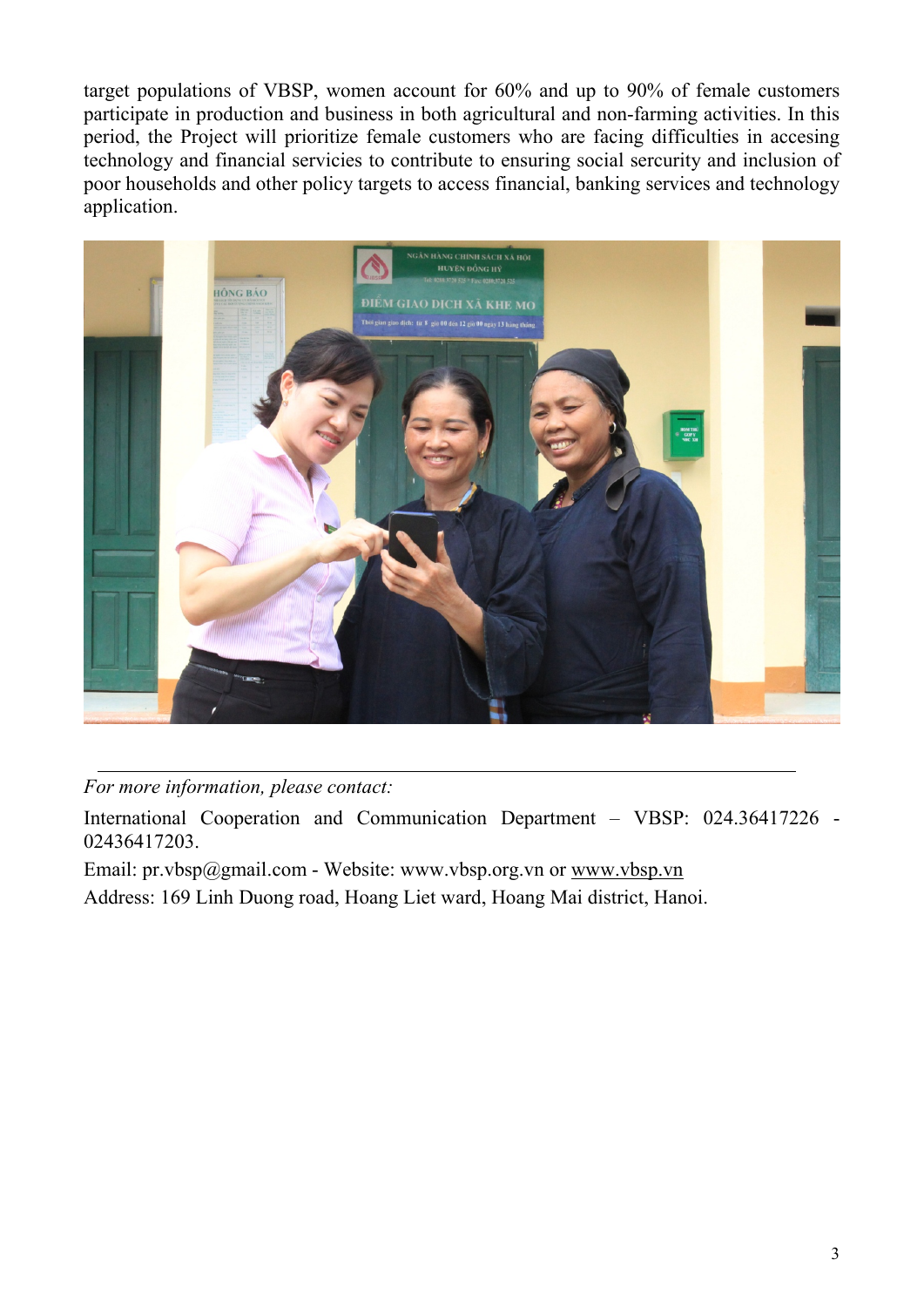target populations of VBSP, women account for 60% and up to 90% of female customers participate in production and business in both agricultural and non-farming activities. In this period, the Project will prioritize female customers who are facing difficulties in accesing technology and financial servicies to contribute to ensuring social sercurity and inclusion of poor households and other policy targets to access financial, banking services and technology application.

---

*For more information, please contact:*

International Cooperation and Communication Department – VBSP: 024.36417226 - 02436417203.

Email: pr.vbsp@gmail.com - Website: www.vbsp.org.vn or www.vbsp.vn

Address: 169 Linh Duong road, Hoang Liet ward, Hoang Mai district, Hanoi.